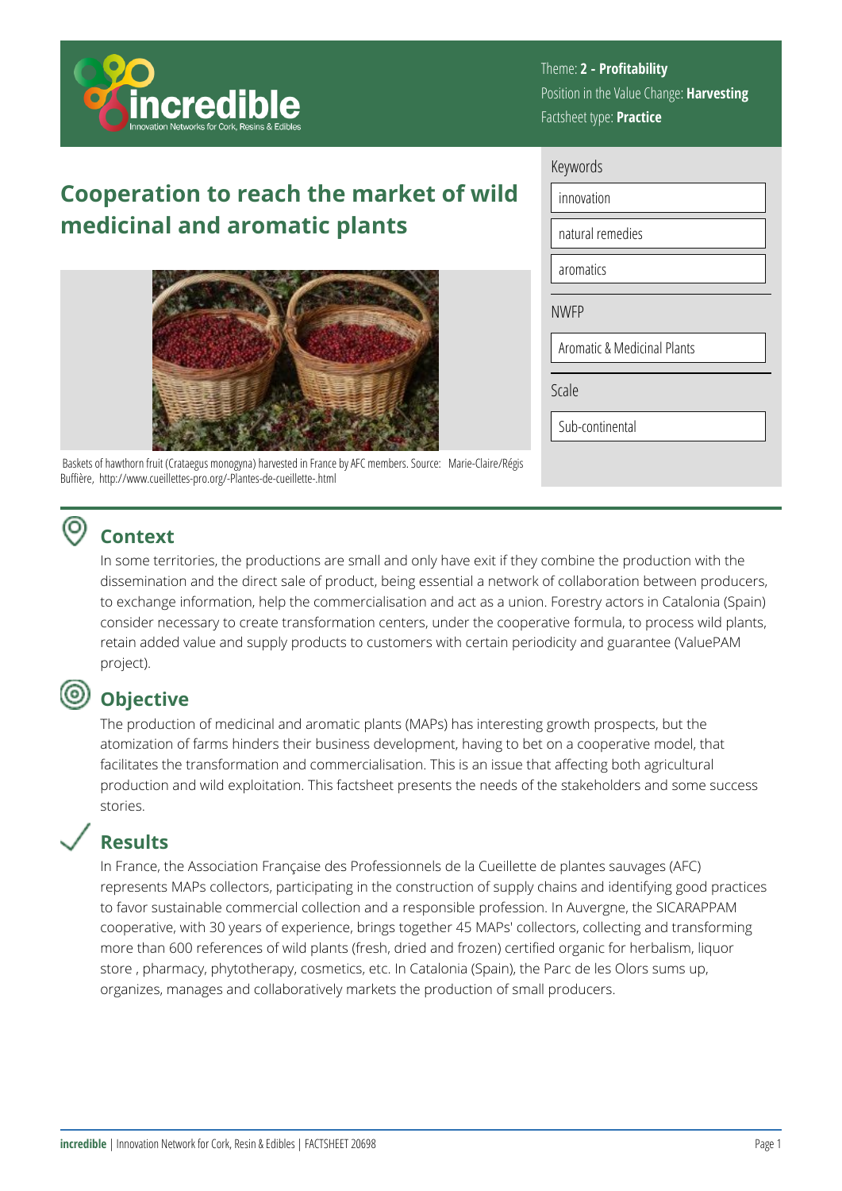Theme: **2 - Profitability**
Position in the Value Change: **Harvesting**
Factsheet type: **Practice**

# Cooperation to reach the market of wild medicinal and aromatic plants

Baskets of hawthorn fruit (Crataegus monogyna) harvested in France by AFC members. Source: Marie-Claire/Régis Buffière, http://www.cueillettes-pro.org/-Plantes-de-cueillette-.html

Keywords

- innovation
- natural remedies
- aromatics

NWFP

- Aromatic & Medicinal Plants

Scale

- Sub-continental

## Context

In some territories, the productions are small and only have exit if they combine the production with the dissemination and the direct sale of product, being essential a network of collaboration between producers, to exchange information, help the commercialisation and act as a union. Forestry actors in Catalonia (Spain) consider necessary to create transformation centers, under the cooperative formula, to process wild plants, retain added value and supply products to customers with certain periodicity and guarantee (ValuePAM project).

## Objective

The production of medicinal and aromatic plants (MAPs) has interesting growth prospects, but the atomization of farms hinders their business development, having to bet on a cooperative model, that facilitates the transformation and commercialisation. This is an issue that affecting both agricultural production and wild exploitation. This factsheet presents the needs of the stakeholders and some success stories.

## Results

In France, the Association Française des Professionnels de la Cueillette de plantes sauvages (AFC) represents MAPs collectors, participating in the construction of supply chains and identifying good practices to favor sustainable commercial collection and a responsible profession. In Auvergne, the SICARAPPAM cooperative, with 30 years of experience, brings together 45 MAPs' collectors, collecting and transforming more than 600 references of wild plants (fresh, dried and frozen) certified organic for herbalism, liquor store , pharmacy, phytotherapy, cosmetics, etc. In Catalonia (Spain), the Parc de les Olors sums up, organizes, manages and collaboratively markets the production of small producers.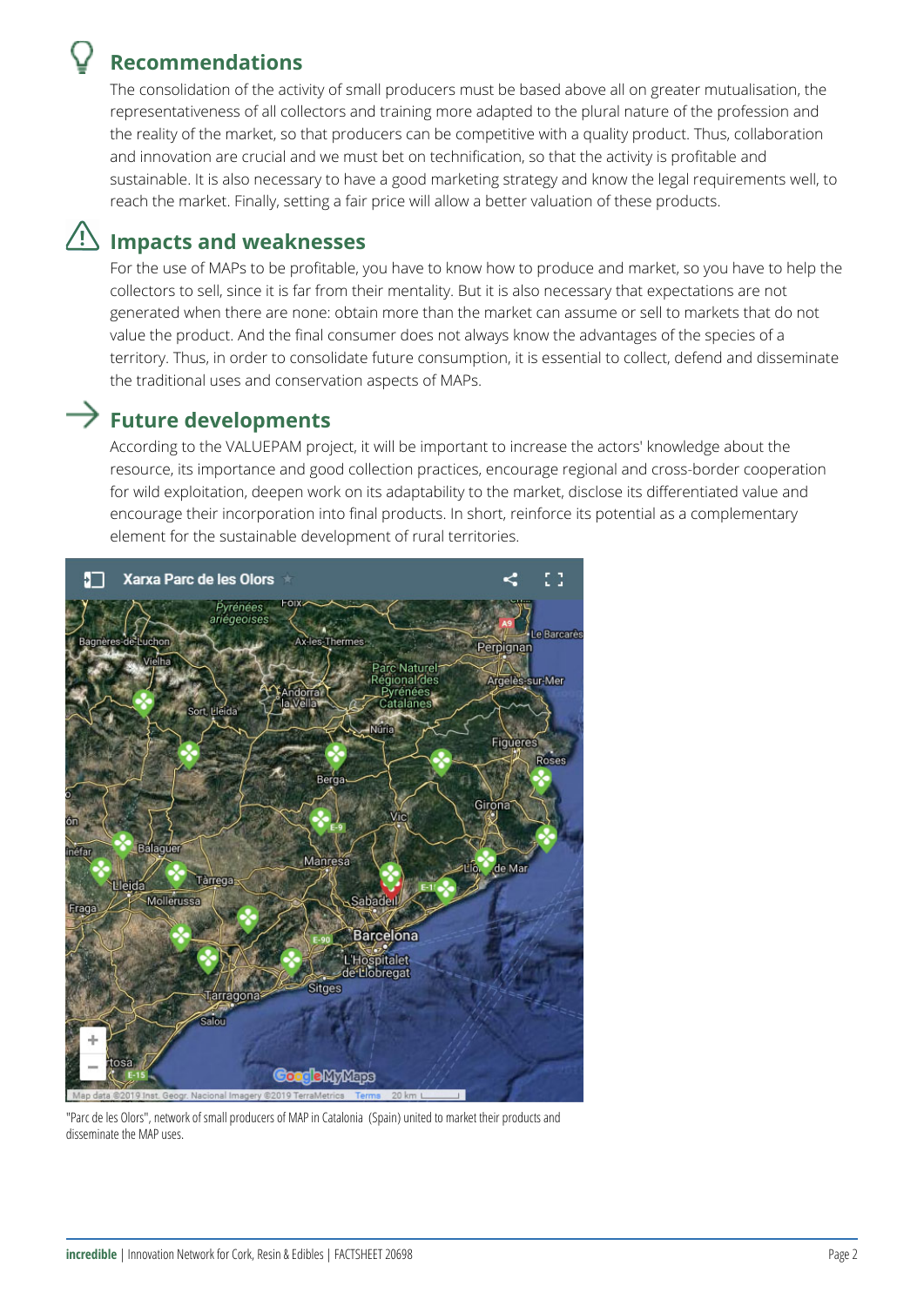## Recommendations

The consolidation of the activity of small producers must be based above all on greater mutualisation, the representativeness of all collectors and training more adapted to the plural nature of the profession and the reality of the market, so that producers can be competitive with a quality product. Thus, collaboration and innovation are crucial and we must bet on technification, so that the activity is profitable and sustainable. It is also necessary to have a good marketing strategy and know the legal requirements well, to reach the market. Finally, setting a fair price will allow a better valuation of these products.

## Impacts and weaknesses

For the use of MAPs to be profitable, you have to know how to produce and market, so you have to help the collectors to sell, since it is far from their mentality. But it is also necessary that expectations are not generated when there are none: obtain more than the market can assume or sell to markets that do not value the product. And the final consumer does not always know the advantages of the species of a territory. Thus, in order to consolidate future consumption, it is essential to collect, defend and disseminate the traditional uses and conservation aspects of MAPs.

## Future developments

According to the VALUEPAM project, it will be important to increase the actors' knowledge about the resource, its importance and good collection practices, encourage regional and cross-border cooperation for wild exploitation, deepen work on its adaptability to the market, disclose its differentiated value and encourage their incorporation into final products. In short, reinforce its potential as a complementary element for the sustainable development of rural territories.

"Parc de les Olors", network of small producers of MAP in Catalonia (Spain) united to market their products and disseminate the MAP uses.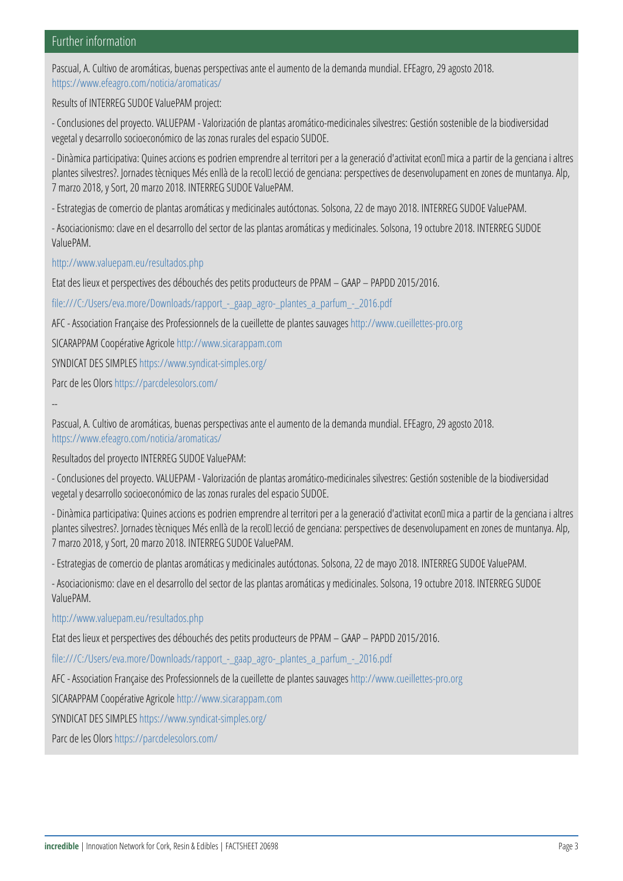## Further information

Pascual, A. Cultivo de aromáticas, buenas perspectivas ante el aumento de la demanda mundial. EFEagro, 29 agosto 2018. https://www.efeagro.com/noticia/aromaticas/

Results of INTERREG SUDOE ValuePAM project:

- Conclusiones del proyecto. VALUEPAM - Valorización de plantas aromático-medicinales silvestres: Gestión sostenible de la biodiversidad vegetal y desarrollo socioeconómico de las zonas rurales del espacio SUDOE.

- Dinàmica participativa: Quines accions es podrien emprendre al territori per a la generació d'activitat econ mica a partir de la genciana i altres plantes silvestres?. Jornades tècniques Més enllà de la recol lecció de genciana: perspectives de desenvolupament en zones de muntanya. Alp, 7 marzo 2018, y Sort, 20 marzo 2018. INTERREG SUDOE ValuePAM.

- Estrategias de comercio de plantas aromáticas y medicinales autóctonas. Solsona, 22 de mayo 2018. INTERREG SUDOE ValuePAM.

- Asociacionismo: clave en el desarrollo del sector de las plantas aromáticas y medicinales. Solsona, 19 octubre 2018. INTERREG SUDOE ValuePAM.

http://www.valuepam.eu/resultados.php

Etat des lieux et perspectives des débouchés des petits producteurs de PPAM – GAAP – PAPDD 2015/2016.

file:///C:/Users/eva.more/Downloads/rapport_-_gaap_agro-_plantes_a_parfum_-_2016.pdf

AFC - Association Française des Professionnels de la cueillette de plantes sauvages http://www.cueillettes-pro.org

SICARAPPAM Coopérative Agricole http://www.sicarappam.com

SYNDICAT DES SIMPLES https://www.syndicat-simples.org/

Parc de les Olors https://parcdelesolors.com/

--

Pascual, A. Cultivo de aromáticas, buenas perspectivas ante el aumento de la demanda mundial. EFEagro, 29 agosto 2018. https://www.efeagro.com/noticia/aromaticas/

Resultados del proyecto INTERREG SUDOE ValuePAM:

- Conclusiones del proyecto. VALUEPAM - Valorización de plantas aromático-medicinales silvestres: Gestión sostenible de la biodiversidad vegetal y desarrollo socioeconómico de las zonas rurales del espacio SUDOE.

- Dinàmica participativa: Quines accions es podrien emprendre al territori per a la generació d'activitat econ mica a partir de la genciana i altres plantes silvestres?. Jornades tècniques Més enllà de la recol lecció de genciana: perspectives de desenvolupament en zones de muntanya. Alp, 7 marzo 2018, y Sort, 20 marzo 2018. INTERREG SUDOE ValuePAM.

- Estrategias de comercio de plantas aromáticas y medicinales autóctonas. Solsona, 22 de mayo 2018. INTERREG SUDOE ValuePAM.

- Asociacionismo: clave en el desarrollo del sector de las plantas aromáticas y medicinales. Solsona, 19 octubre 2018. INTERREG SUDOE ValuePAM.

http://www.valuepam.eu/resultados.php

Etat des lieux et perspectives des débouchés des petits producteurs de PPAM – GAAP – PAPDD 2015/2016.

file:///C:/Users/eva.more/Downloads/rapport_-_gaap_agro-_plantes_a_parfum_-_2016.pdf

AFC - Association Française des Professionnels de la cueillette de plantes sauvages http://www.cueillettes-pro.org

SICARAPPAM Coopérative Agricole http://www.sicarappam.com

SYNDICAT DES SIMPLES https://www.syndicat-simples.org/

Parc de les Olors https://parcdelesolors.com/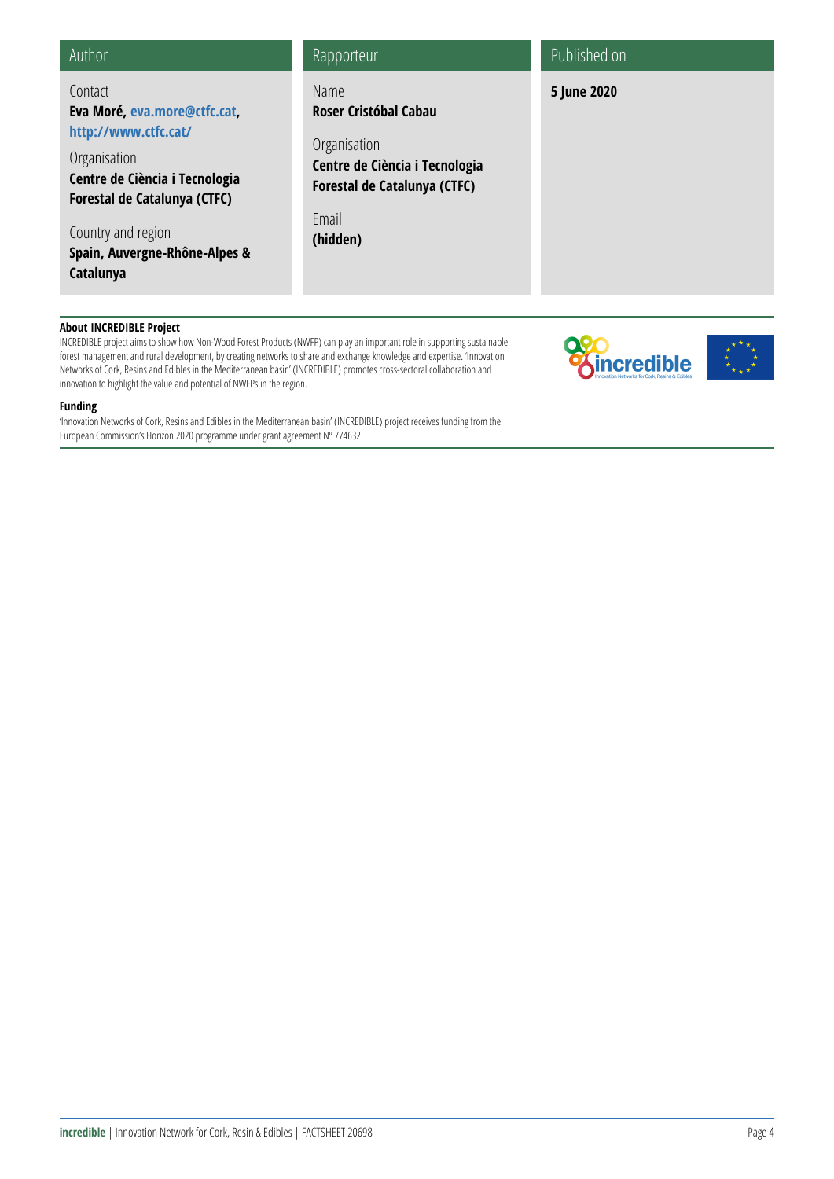| Author | Rapporteur | Published on |
| --- | --- | --- |
| Contact<br>**Eva Moré, eva.more@ctfc.cat, http://www.ctfc.cat/**<br><br>Organisation<br>**Centre de Ciència i Tecnologia Forestal de Catalunya (CTFC)**<br><br>Country and region<br>**Spain, Auvergne-Rhône-Alpes & Catalunya** | Name<br>**Roser Cristóbal Cabau**<br><br>Organisation<br>**Centre de Ciència i Tecnologia Forestal de Catalunya (CTFC)**<br><br>Email<br>**(hidden)** | **5 June 2020** |

**About INCREDIBLE Project**

INCREDIBLE project aims to show how Non-Wood Forest Products (NWFP) can play an important role in supporting sustainable forest management and rural development, by creating networks to share and exchange knowledge and expertise. 'Innovation Networks of Cork, Resins and Edibles in the Mediterranean basin' (INCREDIBLE) promotes cross-sectoral collaboration and innovation to highlight the value and potential of NWFPs in the region.

**Funding**

'Innovation Networks of Cork, Resins and Edibles in the Mediterranean basin' (INCREDIBLE) project receives funding from the European Commission's Horizon 2020 programme under grant agreement Nº 774632.